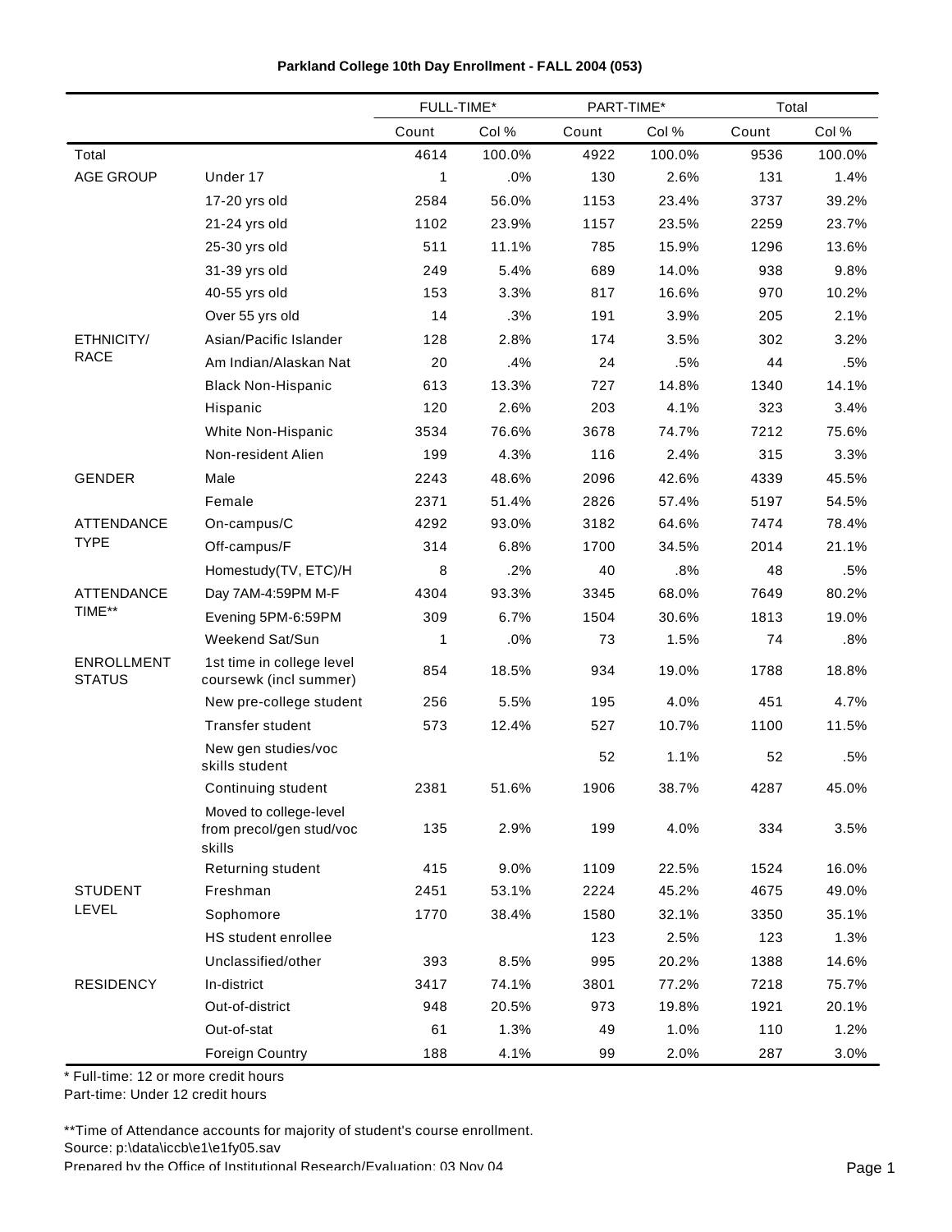# Parkland College 10th Day Enrollment - FALL 2004 (053)

| | | FULL-TIME* | | PART-TIME* | | Total | |
|---|---|---|---|---|---|---|---|
| | | Count | Col % | Count | Col % | Count | Col % |
| Total | | 4614 | 100.0% | 4922 | 100.0% | 9536 | 100.0% |
| AGE GROUP | Under 17 | 1 | .0% | 130 | 2.6% | 131 | 1.4% |
| | 17-20 yrs old | 2584 | 56.0% | 1153 | 23.4% | 3737 | 39.2% |
| | 21-24 yrs old | 1102 | 23.9% | 1157 | 23.5% | 2259 | 23.7% |
| | 25-30 yrs old | 511 | 11.1% | 785 | 15.9% | 1296 | 13.6% |
| | 31-39 yrs old | 249 | 5.4% | 689 | 14.0% | 938 | 9.8% |
| | 40-55 yrs old | 153 | 3.3% | 817 | 16.6% | 970 | 10.2% |
| | Over 55 yrs old | 14 | .3% | 191 | 3.9% | 205 | 2.1% |
| ETHNICITY/ RACE | Asian/Pacific Islander | 128 | 2.8% | 174 | 3.5% | 302 | 3.2% |
| | Am Indian/Alaskan Nat | 20 | .4% | 24 | .5% | 44 | .5% |
| | Black Non-Hispanic | 613 | 13.3% | 727 | 14.8% | 1340 | 14.1% |
| | Hispanic | 120 | 2.6% | 203 | 4.1% | 323 | 3.4% |
| | White Non-Hispanic | 3534 | 76.6% | 3678 | 74.7% | 7212 | 75.6% |
| | Non-resident Alien | 199 | 4.3% | 116 | 2.4% | 315 | 3.3% |
| GENDER | Male | 2243 | 48.6% | 2096 | 42.6% | 4339 | 45.5% |
| | Female | 2371 | 51.4% | 2826 | 57.4% | 5197 | 54.5% |
| ATTENDANCE TYPE | On-campus/C | 4292 | 93.0% | 3182 | 64.6% | 7474 | 78.4% |
| | Off-campus/F | 314 | 6.8% | 1700 | 34.5% | 2014 | 21.1% |
| | Homestudy(TV, ETC)/H | 8 | .2% | 40 | .8% | 48 | .5% |
| ATTENDANCE TIME** | Day 7AM-4:59PM M-F | 4304 | 93.3% | 3345 | 68.0% | 7649 | 80.2% |
| | Evening 5PM-6:59PM | 309 | 6.7% | 1504 | 30.6% | 1813 | 19.0% |
| | Weekend Sat/Sun | 1 | .0% | 73 | 1.5% | 74 | .8% |
| ENROLLMENT STATUS | 1st time in college level coursewk (incl summer) | 854 | 18.5% | 934 | 19.0% | 1788 | 18.8% |
| | New pre-college student | 256 | 5.5% | 195 | 4.0% | 451 | 4.7% |
| | Transfer student | 573 | 12.4% | 527 | 10.7% | 1100 | 11.5% |
| | New gen studies/voc skills student | | | 52 | 1.1% | 52 | .5% |
| | Continuing student | 2381 | 51.6% | 1906 | 38.7% | 4287 | 45.0% |
| | Moved to college-level from precol/gen stud/voc skills | 135 | 2.9% | 199 | 4.0% | 334 | 3.5% |
| | Returning student | 415 | 9.0% | 1109 | 22.5% | 1524 | 16.0% |
| STUDENT LEVEL | Freshman | 2451 | 53.1% | 2224 | 45.2% | 4675 | 49.0% |
| | Sophomore | 1770 | 38.4% | 1580 | 32.1% | 3350 | 35.1% |
| | HS student enrollee | | | 123 | 2.5% | 123 | 1.3% |
| | Unclassified/other | 393 | 8.5% | 995 | 20.2% | 1388 | 14.6% |
| RESIDENCY | In-district | 3417 | 74.1% | 3801 | 77.2% | 7218 | 75.7% |
| | Out-of-district | 948 | 20.5% | 973 | 19.8% | 1921 | 20.1% |
| | Out-of-stat | 61 | 1.3% | 49 | 1.0% | 110 | 1.2% |
| | Foreign Country | 188 | 4.1% | 99 | 2.0% | 287 | 3.0% |

* Full-time: 12 or more credit hours
Part-time: Under 12 credit hours

**Time of Attendance accounts for majority of student's course enrollment.
Source: p:\data\iccb\e1\e1fy05.sav
Prepared by the Office of Institutional Research/Evaluation: 03 Nov 04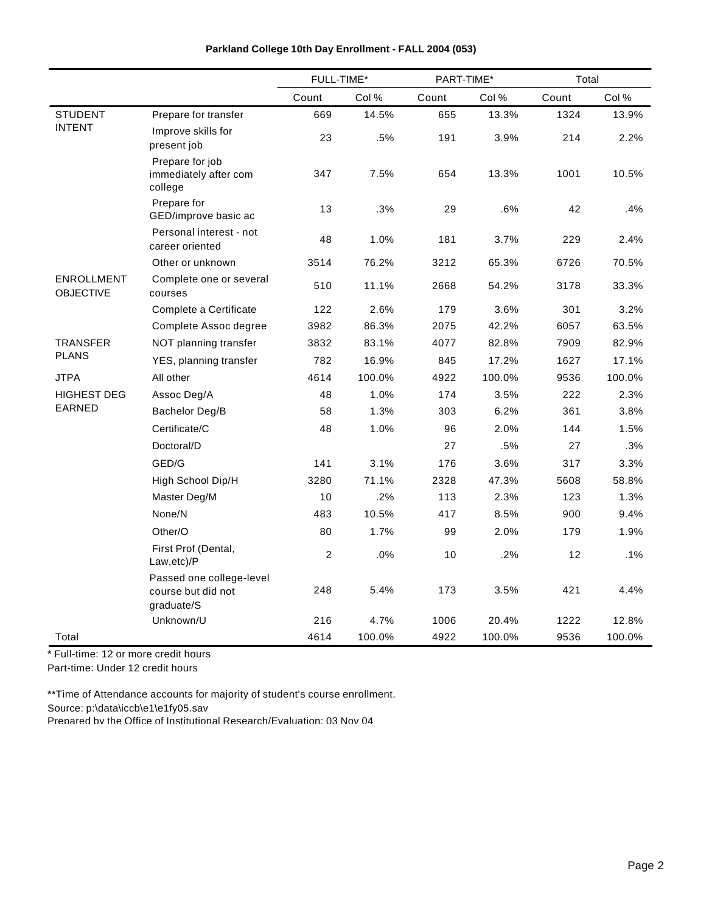### Parkland College 10th Day Enrollment - FALL 2004 (053)

| | | FULL-TIME* | | PART-TIME* | | Total | |
|---|---|---|---|---|---|---|---|
| | | Count | Col % | Count | Col % | Count | Col % |
| STUDENT INTENT | Prepare for transfer | 669 | 14.5% | 655 | 13.3% | 1324 | 13.9% |
| | Improve skills for present job | 23 | .5% | 191 | 3.9% | 214 | 2.2% |
| | Prepare for job immediately after com college | 347 | 7.5% | 654 | 13.3% | 1001 | 10.5% |
| | Prepare for GED/improve basic ac | 13 | .3% | 29 | .6% | 42 | .4% |
| | Personal interest - not career oriented | 48 | 1.0% | 181 | 3.7% | 229 | 2.4% |
| | Other or unknown | 3514 | 76.2% | 3212 | 65.3% | 6726 | 70.5% |
| ENROLLMENT OBJECTIVE | Complete one or several courses | 510 | 11.1% | 2668 | 54.2% | 3178 | 33.3% |
| | Complete a Certificate | 122 | 2.6% | 179 | 3.6% | 301 | 3.2% |
| | Complete Assoc degree | 3982 | 86.3% | 2075 | 42.2% | 6057 | 63.5% |
| TRANSFER PLANS | NOT planning transfer | 3832 | 83.1% | 4077 | 82.8% | 7909 | 82.9% |
| | YES, planning transfer | 782 | 16.9% | 845 | 17.2% | 1627 | 17.1% |
| JTPA | All other | 4614 | 100.0% | 4922 | 100.0% | 9536 | 100.0% |
| HIGHEST DEG EARNED | Assoc Deg/A | 48 | 1.0% | 174 | 3.5% | 222 | 2.3% |
| | Bachelor Deg/B | 58 | 1.3% | 303 | 6.2% | 361 | 3.8% |
| | Certificate/C | 48 | 1.0% | 96 | 2.0% | 144 | 1.5% |
| | Doctoral/D | | | 27 | .5% | 27 | .3% |
| | GED/G | 141 | 3.1% | 176 | 3.6% | 317 | 3.3% |
| | High School Dip/H | 3280 | 71.1% | 2328 | 47.3% | 5608 | 58.8% |
| | Master Deg/M | 10 | .2% | 113 | 2.3% | 123 | 1.3% |
| | None/N | 483 | 10.5% | 417 | 8.5% | 900 | 9.4% |
| | Other/O | 80 | 1.7% | 99 | 2.0% | 179 | 1.9% |
| | First Prof (Dental, Law,etc)/P | 2 | .0% | 10 | .2% | 12 | .1% |
| | Passed one college-level course but did not graduate/S | 248 | 5.4% | 173 | 3.5% | 421 | 4.4% |
| | Unknown/U | 216 | 4.7% | 1006 | 20.4% | 1222 | 12.8% |
| Total | | 4614 | 100.0% | 4922 | 100.0% | 9536 | 100.0% |

* Full-time: 12 or more credit hours
Part-time: Under 12 credit hours

**Time of Attendance accounts for majority of student's course enrollment.
Source: p:\data\iccb\e1\e1fy05.sav
Prepared by the Office of Institutional Research/Evaluation: 03 Nov 04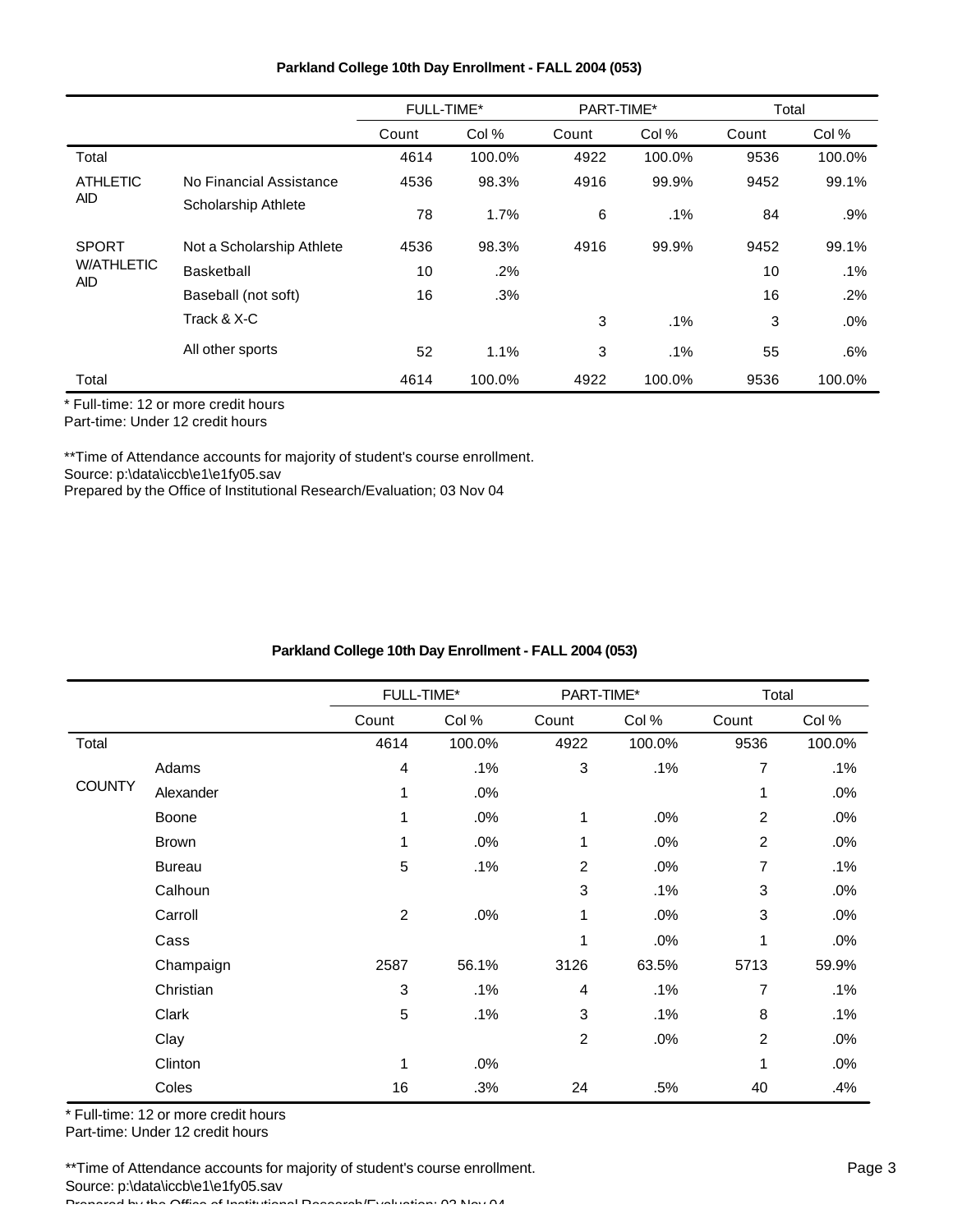### Parkland College 10th Day Enrollment - FALL 2004 (053)

| | | FULL-TIME* | | PART-TIME* | | Total | |
|---|---|---|---|---|---|---|---|
| | | Count | Col % | Count | Col % | Count | Col % |
| Total | | 4614 | 100.0% | 4922 | 100.0% | 9536 | 100.0% |
| ATHLETIC AID | No Financial Assistance | 4536 | 98.3% | 4916 | 99.9% | 9452 | 99.1% |
| | Scholarship Athlete | 78 | 1.7% | 6 | .1% | 84 | .9% |
| SPORT W/ATHLETIC AID | Not a Scholarship Athlete | 4536 | 98.3% | 4916 | 99.9% | 9452 | 99.1% |
| | Basketball | 10 | .2% | | | 10 | .1% |
| | Baseball (not soft) | 16 | .3% | | | 16 | .2% |
| | Track & X-C | | | 3 | .1% | 3 | .0% |
| | All other sports | 52 | 1.1% | 3 | .1% | 55 | .6% |
| Total | | 4614 | 100.0% | 4922 | 100.0% | 9536 | 100.0% |

* Full-time: 12 or more credit hours
Part-time: Under 12 credit hours

**Time of Attendance accounts for majority of student's course enrollment.
Source: p:\data\iccb\e1\e1fy05.sav
Prepared by the Office of Institutional Research/Evaluation; 03 Nov 04

### Parkland College 10th Day Enrollment - FALL 2004 (053)

| | | FULL-TIME* | | PART-TIME* | | Total | |
|---|---|---|---|---|---|---|---|
| | | Count | Col % | Count | Col % | Count | Col % |
| Total | | 4614 | 100.0% | 4922 | 100.0% | 9536 | 100.0% |
| COUNTY | Adams | 4 | .1% | 3 | .1% | 7 | .1% |
| | Alexander | 1 | .0% | | | 1 | .0% |
| | Boone | 1 | .0% | 1 | .0% | 2 | .0% |
| | Brown | 1 | .0% | 1 | .0% | 2 | .0% |
| | Bureau | 5 | .1% | 2 | .0% | 7 | .1% |
| | Calhoun | | | 3 | .1% | 3 | .0% |
| | Carroll | 2 | .0% | 1 | .0% | 3 | .0% |
| | Cass | | | 1 | .0% | 1 | .0% |
| | Champaign | 2587 | 56.1% | 3126 | 63.5% | 5713 | 59.9% |
| | Christian | 3 | .1% | 4 | .1% | 7 | .1% |
| | Clark | 5 | .1% | 3 | .1% | 8 | .1% |
| | Clay | | | 2 | .0% | 2 | .0% |
| | Clinton | 1 | .0% | | | 1 | .0% |
| | Coles | 16 | .3% | 24 | .5% | 40 | .4% |

* Full-time: 12 or more credit hours
Part-time: Under 12 credit hours

**Time of Attendance accounts for majority of student's course enrollment.
Source: p:\data\iccb\e1\e1fy05.sav
Prepared by the Office of Institutional Research/Evaluation; 03 Nov 04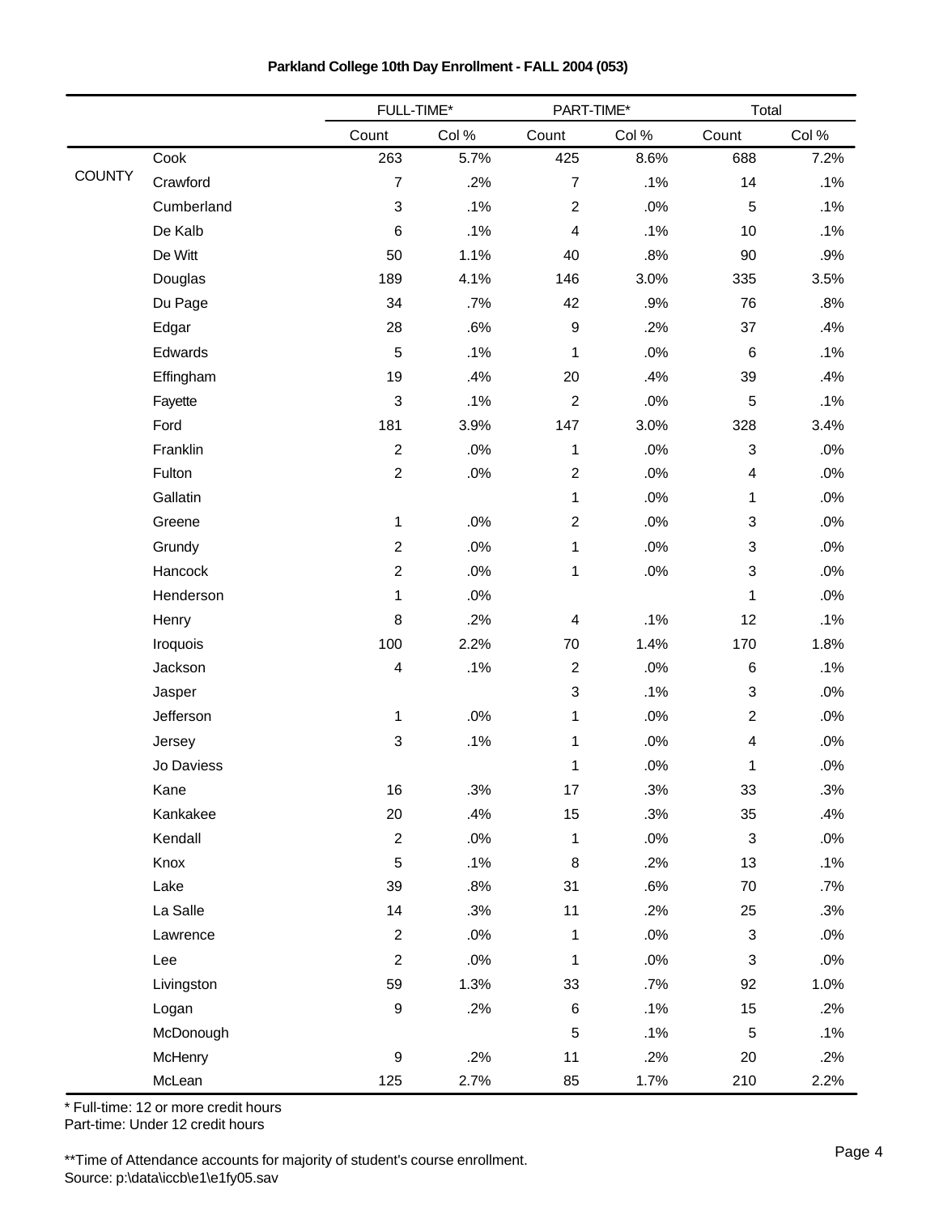**Parkland College 10th Day Enrollment - FALL 2004 (053)**

| | | FULL-TIME* | | PART-TIME* | | Total | |
|---|---|---|---|---|---|---|---|
| | | Count | Col % | Count | Col % | Count | Col % |
| COUNTY | Cook | 263 | 5.7% | 425 | 8.6% | 688 | 7.2% |
| | Crawford | 7 | .2% | 7 | .1% | 14 | .1% |
| | Cumberland | 3 | .1% | 2 | .0% | 5 | .1% |
| | De Kalb | 6 | .1% | 4 | .1% | 10 | .1% |
| | De Witt | 50 | 1.1% | 40 | .8% | 90 | .9% |
| | Douglas | 189 | 4.1% | 146 | 3.0% | 335 | 3.5% |
| | Du Page | 34 | .7% | 42 | .9% | 76 | .8% |
| | Edgar | 28 | .6% | 9 | .2% | 37 | .4% |
| | Edwards | 5 | .1% | 1 | .0% | 6 | .1% |
| | Effingham | 19 | .4% | 20 | .4% | 39 | .4% |
| | Fayette | 3 | .1% | 2 | .0% | 5 | .1% |
| | Ford | 181 | 3.9% | 147 | 3.0% | 328 | 3.4% |
| | Franklin | 2 | .0% | 1 | .0% | 3 | .0% |
| | Fulton | 2 | .0% | 2 | .0% | 4 | .0% |
| | Gallatin | | | 1 | .0% | 1 | .0% |
| | Greene | 1 | .0% | 2 | .0% | 3 | .0% |
| | Grundy | 2 | .0% | 1 | .0% | 3 | .0% |
| | Hancock | 2 | .0% | 1 | .0% | 3 | .0% |
| | Henderson | 1 | .0% | | | 1 | .0% |
| | Henry | 8 | .2% | 4 | .1% | 12 | .1% |
| | Iroquois | 100 | 2.2% | 70 | 1.4% | 170 | 1.8% |
| | Jackson | 4 | .1% | 2 | .0% | 6 | .1% |
| | Jasper | | | 3 | .1% | 3 | .0% |
| | Jefferson | 1 | .0% | 1 | .0% | 2 | .0% |
| | Jersey | 3 | .1% | 1 | .0% | 4 | .0% |
| | Jo Daviess | | | 1 | .0% | 1 | .0% |
| | Kane | 16 | .3% | 17 | .3% | 33 | .3% |
| | Kankakee | 20 | .4% | 15 | .3% | 35 | .4% |
| | Kendall | 2 | .0% | 1 | .0% | 3 | .0% |
| | Knox | 5 | .1% | 8 | .2% | 13 | .1% |
| | Lake | 39 | .8% | 31 | .6% | 70 | .7% |
| | La Salle | 14 | .3% | 11 | .2% | 25 | .3% |
| | Lawrence | 2 | .0% | 1 | .0% | 3 | .0% |
| | Lee | 2 | .0% | 1 | .0% | 3 | .0% |
| | Livingston | 59 | 1.3% | 33 | .7% | 92 | 1.0% |
| | Logan | 9 | .2% | 6 | .1% | 15 | .2% |
| | McDonough | | | 5 | .1% | 5 | .1% |
| | McHenry | 9 | .2% | 11 | .2% | 20 | .2% |
| | McLean | 125 | 2.7% | 85 | 1.7% | 210 | 2.2% |

* Full-time: 12 or more credit hours
Part-time: Under 12 credit hours

**Time of Attendance accounts for majority of student's course enrollment.
Source: p:\data\iccb\e1\e1fy05.sav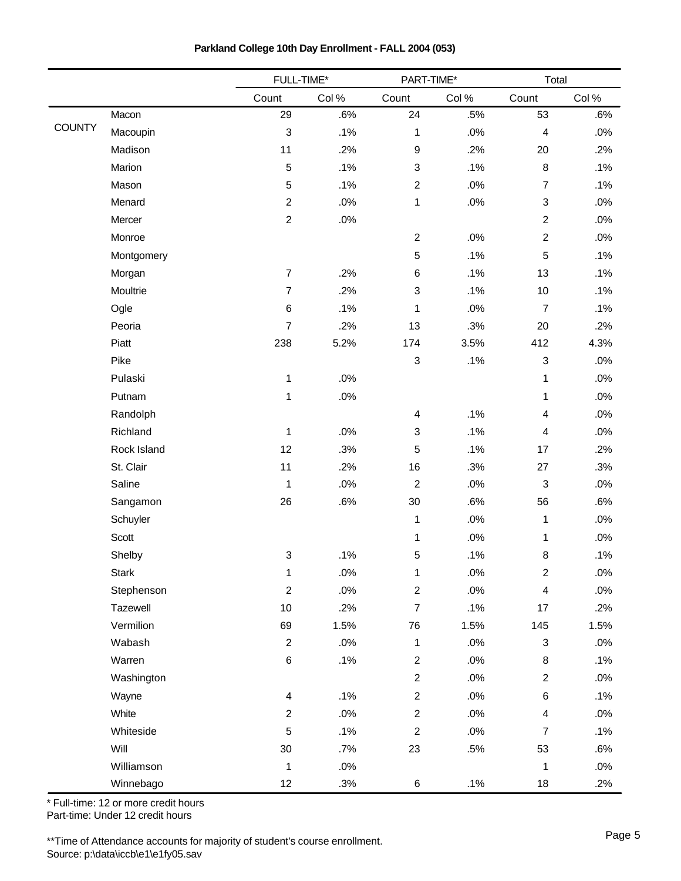**Parkland College 10th Day Enrollment - FALL 2004 (053)**

| | | FULL-TIME* | | PART-TIME* | | Total | |
|---|---|---|---|---|---|---|---|
| | | Count | Col % | Count | Col % | Count | Col % |
| COUNTY | Macon | 29 | .6% | 24 | .5% | 53 | .6% |
| | Macoupin | 3 | .1% | 1 | .0% | 4 | .0% |
| | Madison | 11 | .2% | 9 | .2% | 20 | .2% |
| | Marion | 5 | .1% | 3 | .1% | 8 | .1% |
| | Mason | 5 | .1% | 2 | .0% | 7 | .1% |
| | Menard | 2 | .0% | 1 | .0% | 3 | .0% |
| | Mercer | 2 | .0% | | | 2 | .0% |
| | Monroe | | | 2 | .0% | 2 | .0% |
| | Montgomery | | | 5 | .1% | 5 | .1% |
| | Morgan | 7 | .2% | 6 | .1% | 13 | .1% |
| | Moultrie | 7 | .2% | 3 | .1% | 10 | .1% |
| | Ogle | 6 | .1% | 1 | .0% | 7 | .1% |
| | Peoria | 7 | .2% | 13 | .3% | 20 | .2% |
| | Piatt | 238 | 5.2% | 174 | 3.5% | 412 | 4.3% |
| | Pike | | | 3 | .1% | 3 | .0% |
| | Pulaski | 1 | .0% | | | 1 | .0% |
| | Putnam | 1 | .0% | | | 1 | .0% |
| | Randolph | | | 4 | .1% | 4 | .0% |
| | Richland | 1 | .0% | 3 | .1% | 4 | .0% |
| | Rock Island | 12 | .3% | 5 | .1% | 17 | .2% |
| | St. Clair | 11 | .2% | 16 | .3% | 27 | .3% |
| | Saline | 1 | .0% | 2 | .0% | 3 | .0% |
| | Sangamon | 26 | .6% | 30 | .6% | 56 | .6% |
| | Schuyler | | | 1 | .0% | 1 | .0% |
| | Scott | | | 1 | .0% | 1 | .0% |
| | Shelby | 3 | .1% | 5 | .1% | 8 | .1% |
| | Stark | 1 | .0% | 1 | .0% | 2 | .0% |
| | Stephenson | 2 | .0% | 2 | .0% | 4 | .0% |
| | Tazewell | 10 | .2% | 7 | .1% | 17 | .2% |
| | Vermilion | 69 | 1.5% | 76 | 1.5% | 145 | 1.5% |
| | Wabash | 2 | .0% | 1 | .0% | 3 | .0% |
| | Warren | 6 | .1% | 2 | .0% | 8 | .1% |
| | Washington | | | 2 | .0% | 2 | .0% |
| | Wayne | 4 | .1% | 2 | .0% | 6 | .1% |
| | White | 2 | .0% | 2 | .0% | 4 | .0% |
| | Whiteside | 5 | .1% | 2 | .0% | 7 | .1% |
| | Will | 30 | .7% | 23 | .5% | 53 | .6% |
| | Williamson | 1 | .0% | | | 1 | .0% |
| | Winnebago | 12 | .3% | 6 | .1% | 18 | .2% |

* Full-time: 12 or more credit hours
Part-time: Under 12 credit hours

**Time of Attendance accounts for majority of student's course enrollment.
Source: p:\data\iccb\e1\e1fy05.sav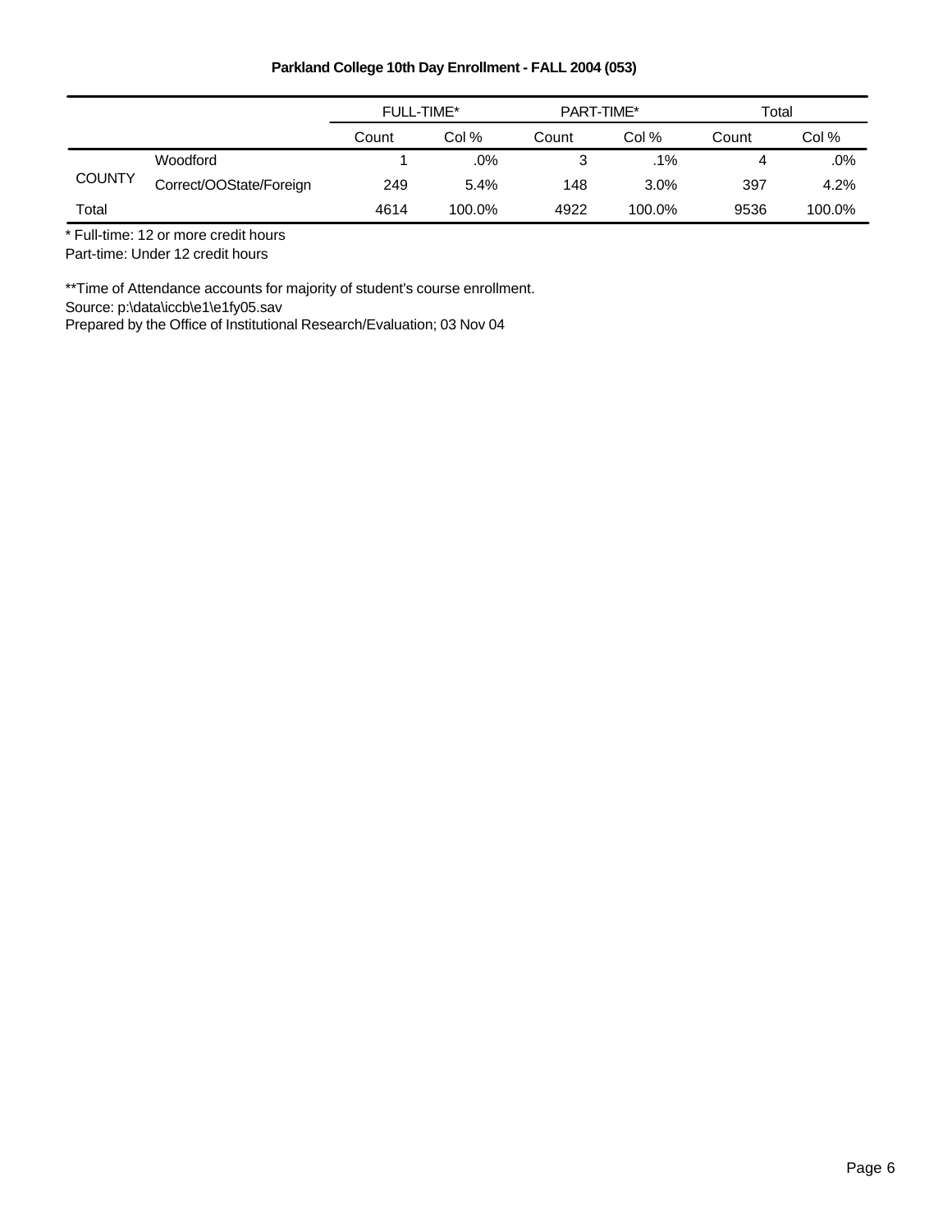**Parkland College 10th Day Enrollment - FALL 2004 (053)**

| | | FULL-TIME* | | PART-TIME* | | Total | |
|---|---|---|---|---|---|---|---|
| | | Count | Col % | Count | Col % | Count | Col % |
| COUNTY | Woodford | 1 | .0% | 3 | .1% | 4 | .0% |
| | Correct/OOState/Foreign | 249 | 5.4% | 148 | 3.0% | 397 | 4.2% |
| Total | | 4614 | 100.0% | 4922 | 100.0% | 9536 | 100.0% |

* Full-time: 12 or more credit hours
Part-time: Under 12 credit hours

**Time of Attendance accounts for majority of student's course enrollment.
Source: p:\data\iccb\e1\e1fy05.sav
Prepared by the Office of Institutional Research/Evaluation; 03 Nov 04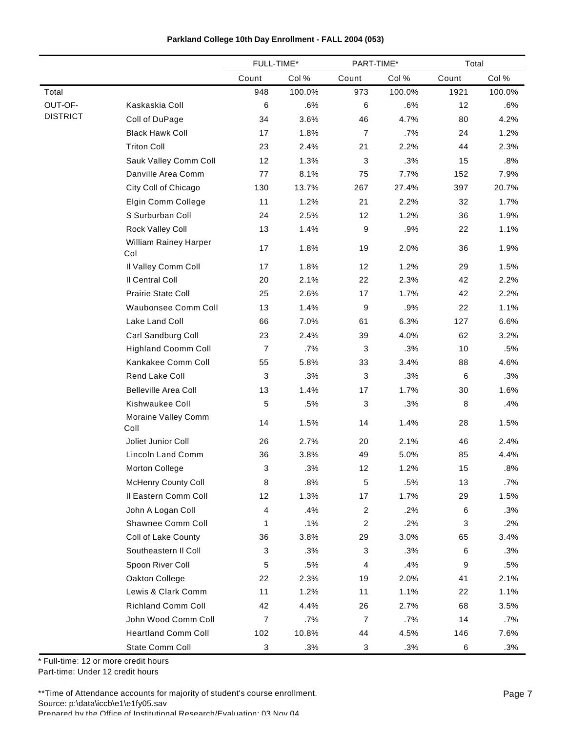**Parkland College 10th Day Enrollment - FALL 2004 (053)**

| | | FULL-TIME* | | PART-TIME* | | Total | |
|---|---|---|---|---|---|---|---|
| | | Count | Col % | Count | Col % | Count | Col % |
| Total | | 948 | 100.0% | 973 | 100.0% | 1921 | 100.0% |
| OUT-OF-DISTRICT | Kaskaskia Coll | 6 | .6% | 6 | .6% | 12 | .6% |
| | Coll of DuPage | 34 | 3.6% | 46 | 4.7% | 80 | 4.2% |
| | Black Hawk Coll | 17 | 1.8% | 7 | .7% | 24 | 1.2% |
| | Triton Coll | 23 | 2.4% | 21 | 2.2% | 44 | 2.3% |
| | Sauk Valley Comm Coll | 12 | 1.3% | 3 | .3% | 15 | .8% |
| | Danville Area Comm | 77 | 8.1% | 75 | 7.7% | 152 | 7.9% |
| | City Coll of Chicago | 130 | 13.7% | 267 | 27.4% | 397 | 20.7% |
| | Elgin Comm College | 11 | 1.2% | 21 | 2.2% | 32 | 1.7% |
| | S Surburban Coll | 24 | 2.5% | 12 | 1.2% | 36 | 1.9% |
| | Rock Valley Coll | 13 | 1.4% | 9 | .9% | 22 | 1.1% |
| | William Rainey Harper Col | 17 | 1.8% | 19 | 2.0% | 36 | 1.9% |
| | Il Valley Comm Coll | 17 | 1.8% | 12 | 1.2% | 29 | 1.5% |
| | Il Central Coll | 20 | 2.1% | 22 | 2.3% | 42 | 2.2% |
| | Prairie State Coll | 25 | 2.6% | 17 | 1.7% | 42 | 2.2% |
| | Waubonsee Comm Coll | 13 | 1.4% | 9 | .9% | 22 | 1.1% |
| | Lake Land Coll | 66 | 7.0% | 61 | 6.3% | 127 | 6.6% |
| | Carl Sandburg Coll | 23 | 2.4% | 39 | 4.0% | 62 | 3.2% |
| | Highland Coomm Coll | 7 | .7% | 3 | .3% | 10 | .5% |
| | Kankakee Comm Coll | 55 | 5.8% | 33 | 3.4% | 88 | 4.6% |
| | Rend Lake Coll | 3 | .3% | 3 | .3% | 6 | .3% |
| | Belleville Area Coll | 13 | 1.4% | 17 | 1.7% | 30 | 1.6% |
| | Kishwaukee Coll | 5 | .5% | 3 | .3% | 8 | .4% |
| | Moraine Valley Comm Coll | 14 | 1.5% | 14 | 1.4% | 28 | 1.5% |
| | Joliet Junior Coll | 26 | 2.7% | 20 | 2.1% | 46 | 2.4% |
| | Lincoln Land Comm | 36 | 3.8% | 49 | 5.0% | 85 | 4.4% |
| | Morton College | 3 | .3% | 12 | 1.2% | 15 | .8% |
| | McHenry County Coll | 8 | .8% | 5 | .5% | 13 | .7% |
| | Il Eastern Comm Coll | 12 | 1.3% | 17 | 1.7% | 29 | 1.5% |
| | John A Logan Coll | 4 | .4% | 2 | .2% | 6 | .3% |
| | Shawnee Comm Coll | 1 | .1% | 2 | .2% | 3 | .2% |
| | Coll of Lake County | 36 | 3.8% | 29 | 3.0% | 65 | 3.4% |
| | Southeastern Il Coll | 3 | .3% | 3 | .3% | 6 | .3% |
| | Spoon River Coll | 5 | .5% | 4 | .4% | 9 | .5% |
| | Oakton College | 22 | 2.3% | 19 | 2.0% | 41 | 2.1% |
| | Lewis & Clark Comm | 11 | 1.2% | 11 | 1.1% | 22 | 1.1% |
| | Richland Comm Coll | 42 | 4.4% | 26 | 2.7% | 68 | 3.5% |
| | John Wood Comm Coll | 7 | .7% | 7 | .7% | 14 | .7% |
| | Heartland Comm Coll | 102 | 10.8% | 44 | 4.5% | 146 | 7.6% |
| | State Comm Coll | 3 | .3% | 3 | .3% | 6 | .3% |

* Full-time: 12 or more credit hours
Part-time: Under 12 credit hours

**Time of Attendance accounts for majority of student's course enrollment.
Source: p:\data\iccb\e1\e1fy05.sav
Prepared by the Office of Institutional Research/Evaluation: 03 Nov 04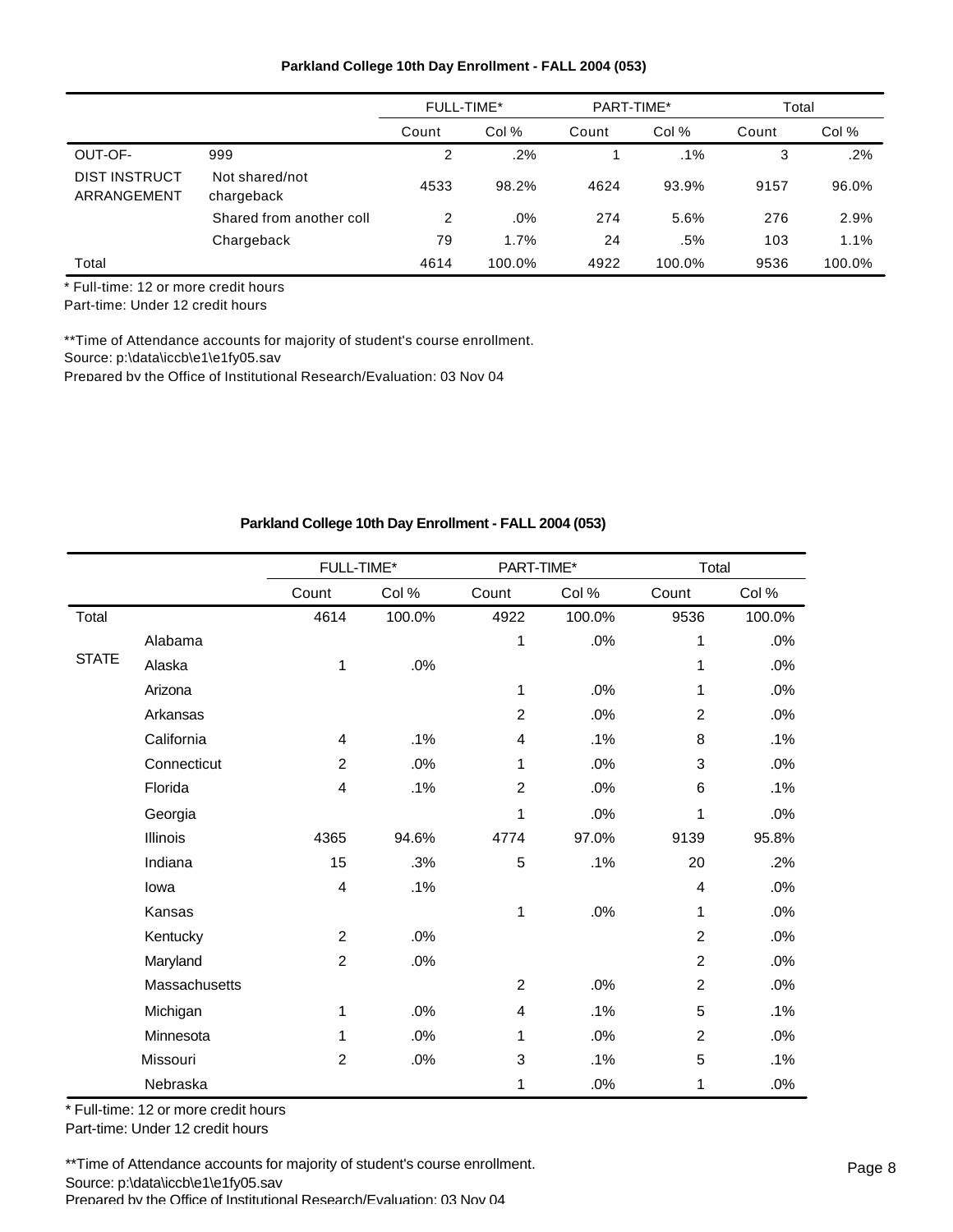**Parkland College 10th Day Enrollment - FALL 2004 (053)**

| | | FULL-TIME* | | PART-TIME* | | Total | |
|---|---|---|---|---|---|---|---|
| | | Count | Col % | Count | Col % | Count | Col % |
| OUT-OF- | 999 | 2 | .2% | 1 | .1% | 3 | .2% |
| DIST INSTRUCT ARRANGEMENT | Not shared/not chargeback | 4533 | 98.2% | 4624 | 93.9% | 9157 | 96.0% |
| | Shared from another coll | 2 | .0% | 274 | 5.6% | 276 | 2.9% |
| | Chargeback | 79 | 1.7% | 24 | .5% | 103 | 1.1% |
| Total | | 4614 | 100.0% | 4922 | 100.0% | 9536 | 100.0% |

* Full-time: 12 or more credit hours
Part-time: Under 12 credit hours

**Time of Attendance accounts for majority of student's course enrollment.
Source: p:\data\iccb\e1\e1fy05.sav
Prepared by the Office of Institutional Research/Evaluation: 03 Nov 04

**Parkland College 10th Day Enrollment - FALL 2004 (053)**

| | | FULL-TIME* | | PART-TIME* | | Total | |
|---|---|---|---|---|---|---|---|
| | | Count | Col % | Count | Col % | Count | Col % |
| Total | | 4614 | 100.0% | 4922 | 100.0% | 9536 | 100.0% |
| STATE | Alabama | | | 1 | .0% | 1 | .0% |
| | Alaska | 1 | .0% | | | 1 | .0% |
| | Arizona | | | 1 | .0% | 1 | .0% |
| | Arkansas | | | 2 | .0% | 2 | .0% |
| | California | 4 | .1% | 4 | .1% | 8 | .1% |
| | Connecticut | 2 | .0% | 1 | .0% | 3 | .0% |
| | Florida | 4 | .1% | 2 | .0% | 6 | .1% |
| | Georgia | | | 1 | .0% | 1 | .0% |
| | Illinois | 4365 | 94.6% | 4774 | 97.0% | 9139 | 95.8% |
| | Indiana | 15 | .3% | 5 | .1% | 20 | .2% |
| | Iowa | 4 | .1% | | | 4 | .0% |
| | Kansas | | | 1 | .0% | 1 | .0% |
| | Kentucky | 2 | .0% | | | 2 | .0% |
| | Maryland | 2 | .0% | | | 2 | .0% |
| | Massachusetts | | | 2 | .0% | 2 | .0% |
| | Michigan | 1 | .0% | 4 | .1% | 5 | .1% |
| | Minnesota | 1 | .0% | 1 | .0% | 2 | .0% |
| | Missouri | 2 | .0% | 3 | .1% | 5 | .1% |
| | Nebraska | | | 1 | .0% | 1 | .0% |

* Full-time: 12 or more credit hours
Part-time: Under 12 credit hours

**Time of Attendance accounts for majority of student's course enrollment.
Source: p:\data\iccb\e1\e1fy05.sav
Prepared by the Office of Institutional Research/Evaluation: 03 Nov 04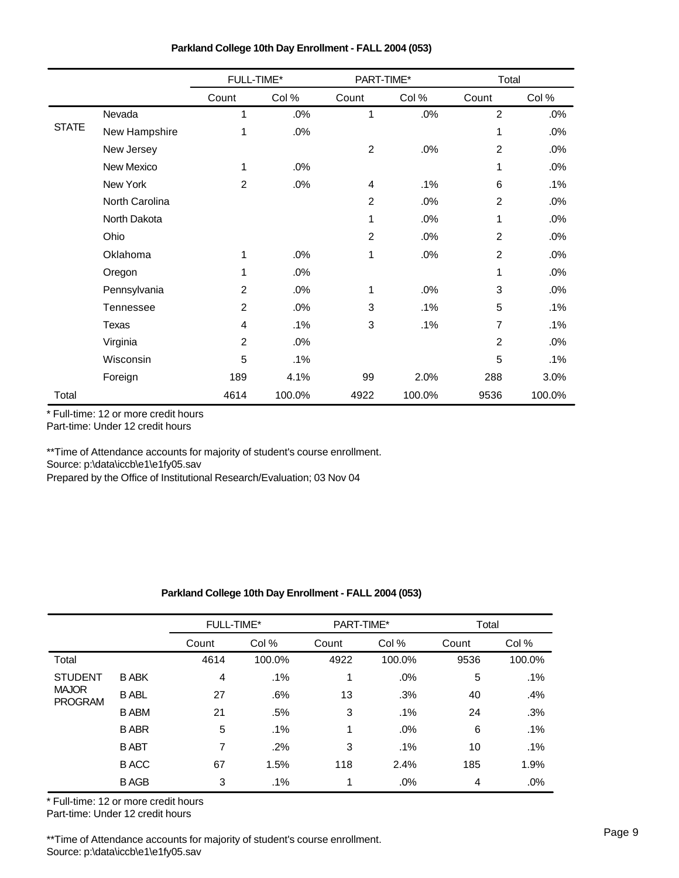**Parkland College 10th Day Enrollment - FALL 2004 (053)**

| | | FULL-TIME* | | PART-TIME* | | Total | |
|---|---|---|---|---|---|---|---|
| | | Count | Col % | Count | Col % | Count | Col % |
| STATE | Nevada | 1 | .0% | 1 | .0% | 2 | .0% |
| | New Hampshire | 1 | .0% | | | 1 | .0% |
| | New Jersey | | | 2 | .0% | 2 | .0% |
| | New Mexico | 1 | .0% | | | 1 | .0% |
| | New York | 2 | .0% | 4 | .1% | 6 | .1% |
| | North Carolina | | | 2 | .0% | 2 | .0% |
| | North Dakota | | | 1 | .0% | 1 | .0% |
| | Ohio | | | 2 | .0% | 2 | .0% |
| | Oklahoma | 1 | .0% | 1 | .0% | 2 | .0% |
| | Oregon | 1 | .0% | | | 1 | .0% |
| | Pennsylvania | 2 | .0% | 1 | .0% | 3 | .0% |
| | Tennessee | 2 | .0% | 3 | .1% | 5 | .1% |
| | Texas | 4 | .1% | 3 | .1% | 7 | .1% |
| | Virginia | 2 | .0% | | | 2 | .0% |
| | Wisconsin | 5 | .1% | | | 5 | .1% |
| | Foreign | 189 | 4.1% | 99 | 2.0% | 288 | 3.0% |
| Total | | 4614 | 100.0% | 4922 | 100.0% | 9536 | 100.0% |

* Full-time: 12 or more credit hours
Part-time: Under 12 credit hours

**Time of Attendance accounts for majority of student's course enrollment.
Source: p:\data\iccb\e1\e1fy05.sav
Prepared by the Office of Institutional Research/Evaluation; 03 Nov 04

**Parkland College 10th Day Enrollment - FALL 2004 (053)**

| | | FULL-TIME* | | PART-TIME* | | Total | |
|---|---|---|---|---|---|---|---|
| | | Count | Col % | Count | Col % | Count | Col % |
| Total | | 4614 | 100.0% | 4922 | 100.0% | 9536 | 100.0% |
| STUDENT MAJOR PROGRAM | B ABK | 4 | .1% | 1 | .0% | 5 | .1% |
| | B ABL | 27 | .6% | 13 | .3% | 40 | .4% |
| | B ABM | 21 | .5% | 3 | .1% | 24 | .3% |
| | B ABR | 5 | .1% | 1 | .0% | 6 | .1% |
| | B ABT | 7 | .2% | 3 | .1% | 10 | .1% |
| | B ACC | 67 | 1.5% | 118 | 2.4% | 185 | 1.9% |
| | B AGB | 3 | .1% | 1 | .0% | 4 | .0% |

* Full-time: 12 or more credit hours
Part-time: Under 12 credit hours

**Time of Attendance accounts for majority of student's course enrollment.
Source: p:\data\iccb\e1\e1fy05.sav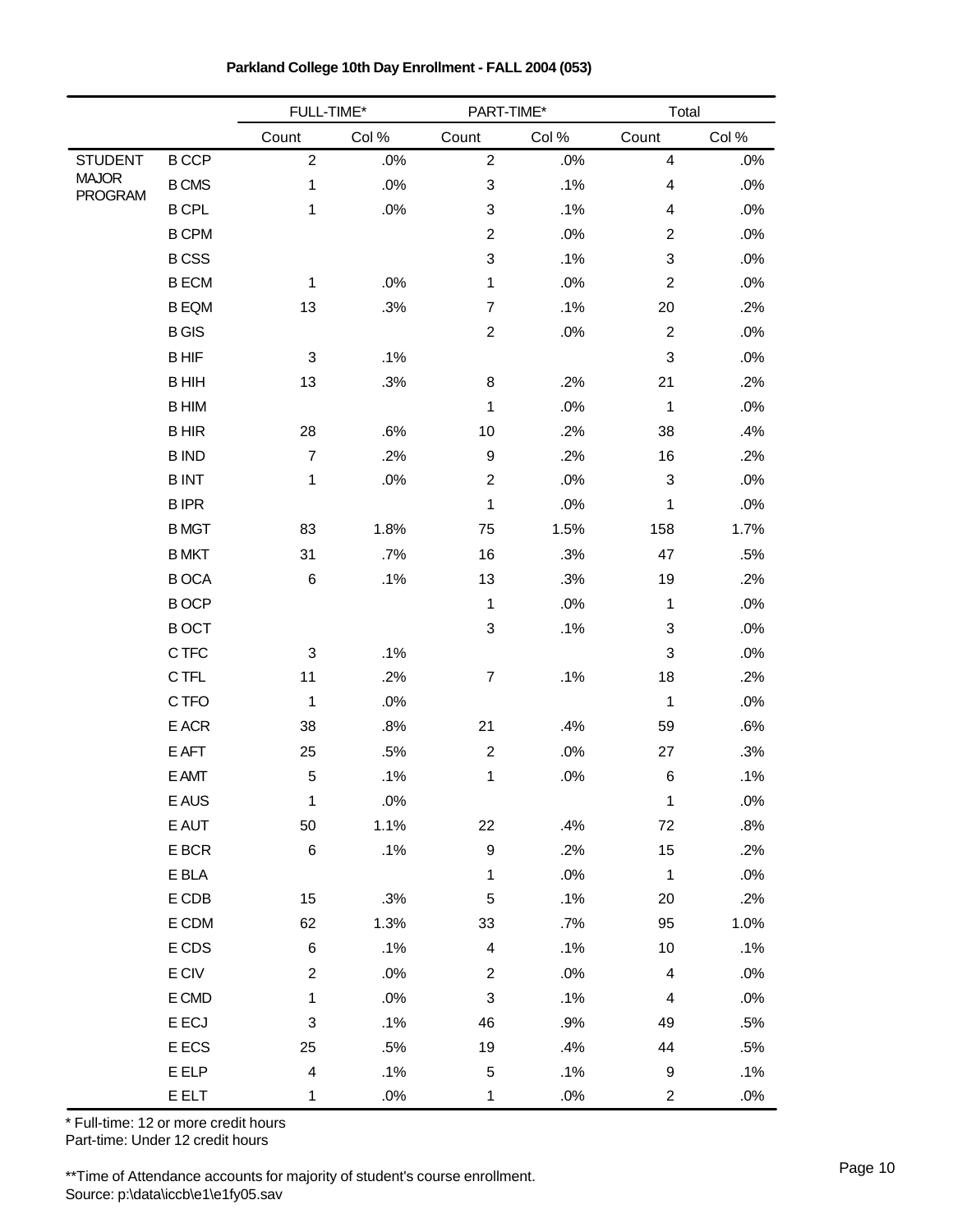**Parkland College 10th Day Enrollment - FALL 2004 (053)**

| | | FULL-TIME* | | PART-TIME* | | Total | |
|---|---|---|---|---|---|---|---|
| | | Count | Col % | Count | Col % | Count | Col % |
| STUDENT MAJOR PROGRAM | B CCP | 2 | .0% | 2 | .0% | 4 | .0% |
| | B CMS | 1 | .0% | 3 | .1% | 4 | .0% |
| | B CPL | 1 | .0% | 3 | .1% | 4 | .0% |
| | B CPM | | | 2 | .0% | 2 | .0% |
| | B CSS | | | 3 | .1% | 3 | .0% |
| | B ECM | 1 | .0% | 1 | .0% | 2 | .0% |
| | B EQM | 13 | .3% | 7 | .1% | 20 | .2% |
| | B GIS | | | 2 | .0% | 2 | .0% |
| | B HIF | 3 | .1% | | | 3 | .0% |
| | B HIH | 13 | .3% | 8 | .2% | 21 | .2% |
| | B HIM | | | 1 | .0% | 1 | .0% |
| | B HIR | 28 | .6% | 10 | .2% | 38 | .4% |
| | B IND | 7 | .2% | 9 | .2% | 16 | .2% |
| | B INT | 1 | .0% | 2 | .0% | 3 | .0% |
| | B IPR | | | 1 | .0% | 1 | .0% |
| | B MGT | 83 | 1.8% | 75 | 1.5% | 158 | 1.7% |
| | B MKT | 31 | .7% | 16 | .3% | 47 | .5% |
| | B OCA | 6 | .1% | 13 | .3% | 19 | .2% |
| | B OCP | | | 1 | .0% | 1 | .0% |
| | B OCT | | | 3 | .1% | 3 | .0% |
| | C TFC | 3 | .1% | | | 3 | .0% |
| | C TFL | 11 | .2% | 7 | .1% | 18 | .2% |
| | C TFO | 1 | .0% | | | 1 | .0% |
| | E ACR | 38 | .8% | 21 | .4% | 59 | .6% |
| | E AFT | 25 | .5% | 2 | .0% | 27 | .3% |
| | E AMT | 5 | .1% | 1 | .0% | 6 | .1% |
| | E AUS | 1 | .0% | | | 1 | .0% |
| | E AUT | 50 | 1.1% | 22 | .4% | 72 | .8% |
| | E BCR | 6 | .1% | 9 | .2% | 15 | .2% |
| | E BLA | | | 1 | .0% | 1 | .0% |
| | E CDB | 15 | .3% | 5 | .1% | 20 | .2% |
| | E CDM | 62 | 1.3% | 33 | .7% | 95 | 1.0% |
| | E CDS | 6 | .1% | 4 | .1% | 10 | .1% |
| | E CIV | 2 | .0% | 2 | .0% | 4 | .0% |
| | E CMD | 1 | .0% | 3 | .1% | 4 | .0% |
| | E ECJ | 3 | .1% | 46 | .9% | 49 | .5% |
| | E ECS | 25 | .5% | 19 | .4% | 44 | .5% |
| | E ELP | 4 | .1% | 5 | .1% | 9 | .1% |
| | E ELT | 1 | .0% | 1 | .0% | 2 | .0% |

\* Full-time: 12 or more credit hours
Part-time: Under 12 credit hours

**Time of Attendance accounts for majority of student's course enrollment.
Source: p:\data\iccb\e1\e1fy05.sav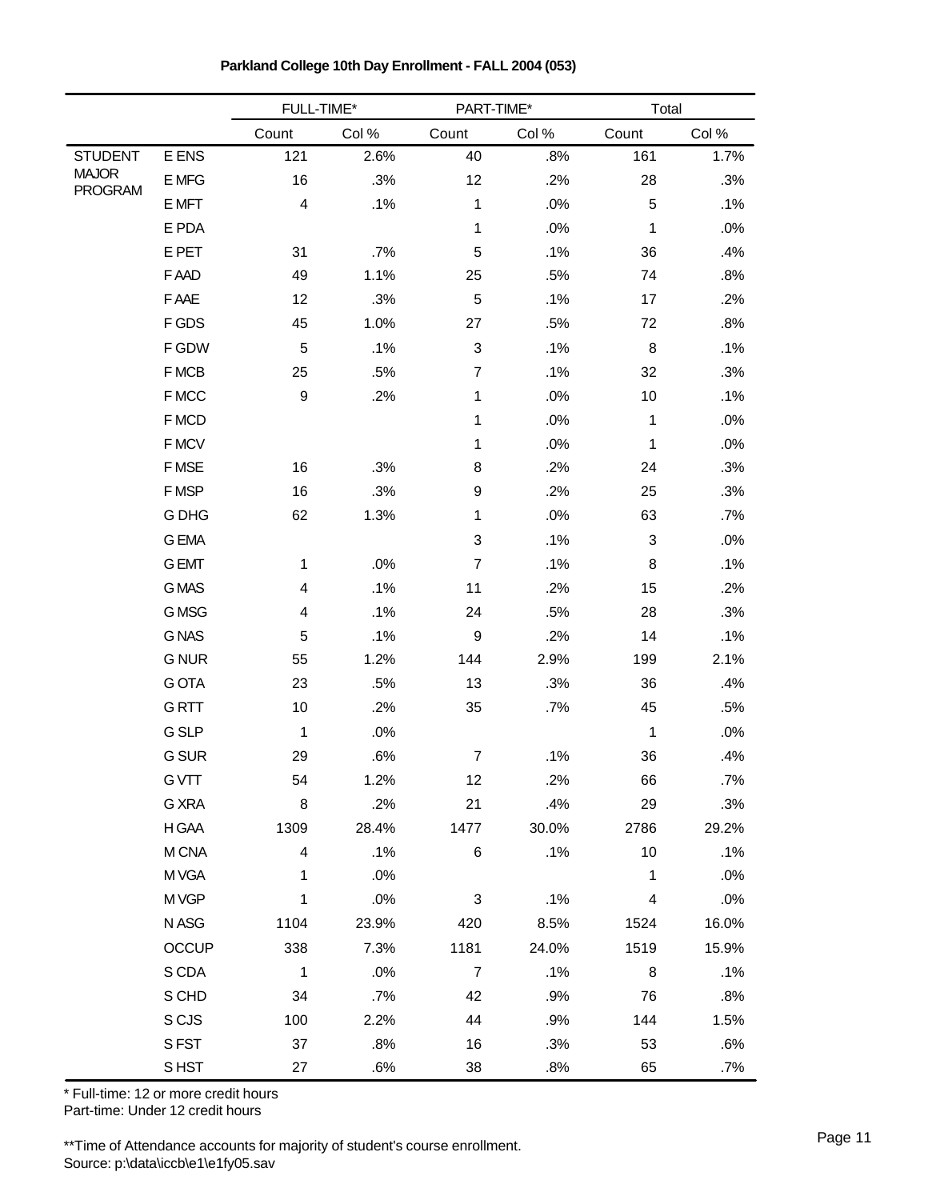**Parkland College 10th Day Enrollment - FALL 2004 (053)**

| | | FULL-TIME* | | PART-TIME* | | Total | |
|---|---|---|---|---|---|---|---|
| | | Count | Col % | Count | Col % | Count | Col % |
| STUDENT MAJOR PROGRAM | E ENS | 121 | 2.6% | 40 | .8% | 161 | 1.7% |
| | E MFG | 16 | .3% | 12 | .2% | 28 | .3% |
| | E MFT | 4 | .1% | 1 | .0% | 5 | .1% |
| | E PDA | | | 1 | .0% | 1 | .0% |
| | E PET | 31 | .7% | 5 | .1% | 36 | .4% |
| | F AAD | 49 | 1.1% | 25 | .5% | 74 | .8% |
| | F AAE | 12 | .3% | 5 | .1% | 17 | .2% |
| | F GDS | 45 | 1.0% | 27 | .5% | 72 | .8% |
| | F GDW | 5 | .1% | 3 | .1% | 8 | .1% |
| | F MCB | 25 | .5% | 7 | .1% | 32 | .3% |
| | F MCC | 9 | .2% | 1 | .0% | 10 | .1% |
| | F MCD | | | 1 | .0% | 1 | .0% |
| | F MCV | | | 1 | .0% | 1 | .0% |
| | F MSE | 16 | .3% | 8 | .2% | 24 | .3% |
| | F MSP | 16 | .3% | 9 | .2% | 25 | .3% |
| | G DHG | 62 | 1.3% | 1 | .0% | 63 | .7% |
| | G EMA | | | 3 | .1% | 3 | .0% |
| | G EMT | 1 | .0% | 7 | .1% | 8 | .1% |
| | G MAS | 4 | .1% | 11 | .2% | 15 | .2% |
| | G MSG | 4 | .1% | 24 | .5% | 28 | .3% |
| | G NAS | 5 | .1% | 9 | .2% | 14 | .1% |
| | G NUR | 55 | 1.2% | 144 | 2.9% | 199 | 2.1% |
| | G OTA | 23 | .5% | 13 | .3% | 36 | .4% |
| | G RTT | 10 | .2% | 35 | .7% | 45 | .5% |
| | G SLP | 1 | .0% | | | 1 | .0% |
| | G SUR | 29 | .6% | 7 | .1% | 36 | .4% |
| | G VTT | 54 | 1.2% | 12 | .2% | 66 | .7% |
| | G XRA | 8 | .2% | 21 | .4% | 29 | .3% |
| | H GAA | 1309 | 28.4% | 1477 | 30.0% | 2786 | 29.2% |
| | M CNA | 4 | .1% | 6 | .1% | 10 | .1% |
| | M VGA | 1 | .0% | | | 1 | .0% |
| | M VGP | 1 | .0% | 3 | .1% | 4 | .0% |
| | N ASG | 1104 | 23.9% | 420 | 8.5% | 1524 | 16.0% |
| | OCCUP | 338 | 7.3% | 1181 | 24.0% | 1519 | 15.9% |
| | S CDA | 1 | .0% | 7 | .1% | 8 | .1% |
| | S CHD | 34 | .7% | 42 | .9% | 76 | .8% |
| | S CJS | 100 | 2.2% | 44 | .9% | 144 | 1.5% |
| | S FST | 37 | .8% | 16 | .3% | 53 | .6% |
| | S HST | 27 | .6% | 38 | .8% | 65 | .7% |

\* Full-time: 12 or more credit hours
Part-time: Under 12 credit hours

\*\*Time of Attendance accounts for majority of student's course enrollment.
Source: p:\data\iccb\e1\e1fy05.sav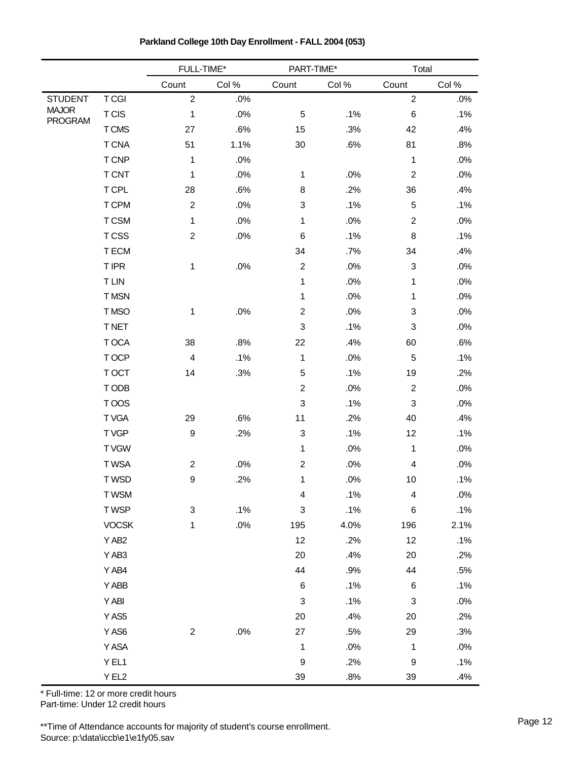**Parkland College 10th Day Enrollment - FALL 2004 (053)**

| | | FULL-TIME* | | PART-TIME* | | Total | |
|---|---|---|---|---|---|---|---|
| | | Count | Col % | Count | Col % | Count | Col % |
| STUDENT MAJOR PROGRAM | T CGI | 2 | .0% | | | 2 | .0% |
| | T CIS | 1 | .0% | 5 | .1% | 6 | .1% |
| | T CMS | 27 | .6% | 15 | .3% | 42 | .4% |
| | T CNA | 51 | 1.1% | 30 | .6% | 81 | .8% |
| | T CNP | 1 | .0% | | | 1 | .0% |
| | T CNT | 1 | .0% | 1 | .0% | 2 | .0% |
| | T CPL | 28 | .6% | 8 | .2% | 36 | .4% |
| | T CPM | 2 | .0% | 3 | .1% | 5 | .1% |
| | T CSM | 1 | .0% | 1 | .0% | 2 | .0% |
| | T CSS | 2 | .0% | 6 | .1% | 8 | .1% |
| | T ECM | | | 34 | .7% | 34 | .4% |
| | T IPR | 1 | .0% | 2 | .0% | 3 | .0% |
| | T LIN | | | 1 | .0% | 1 | .0% |
| | T MSN | | | 1 | .0% | 1 | .0% |
| | T MSO | 1 | .0% | 2 | .0% | 3 | .0% |
| | T NET | | | 3 | .1% | 3 | .0% |
| | T OCA | 38 | .8% | 22 | .4% | 60 | .6% |
| | T OCP | 4 | .1% | 1 | .0% | 5 | .1% |
| | T OCT | 14 | .3% | 5 | .1% | 19 | .2% |
| | T ODB | | | 2 | .0% | 2 | .0% |
| | T OOS | | | 3 | .1% | 3 | .0% |
| | T VGA | 29 | .6% | 11 | .2% | 40 | .4% |
| | T VGP | 9 | .2% | 3 | .1% | 12 | .1% |
| | T VGW | | | 1 | .0% | 1 | .0% |
| | T WSA | 2 | .0% | 2 | .0% | 4 | .0% |
| | T WSD | 9 | .2% | 1 | .0% | 10 | .1% |
| | T WSM | | | 4 | .1% | 4 | .0% |
| | T WSP | 3 | .1% | 3 | .1% | 6 | .1% |
| | VOCSK | 1 | .0% | 195 | 4.0% | 196 | 2.1% |
| | Y AB2 | | | 12 | .2% | 12 | .1% |
| | Y AB3 | | | 20 | .4% | 20 | .2% |
| | Y AB4 | | | 44 | .9% | 44 | .5% |
| | Y ABB | | | 6 | .1% | 6 | .1% |
| | Y ABI | | | 3 | .1% | 3 | .0% |
| | Y AS5 | | | 20 | .4% | 20 | .2% |
| | Y AS6 | 2 | .0% | 27 | .5% | 29 | .3% |
| | Y ASA | | | 1 | .0% | 1 | .0% |
| | Y EL1 | | | 9 | .2% | 9 | .1% |
| | Y EL2 | | | 39 | .8% | 39 | .4% |

* Full-time: 12 or more credit hours
Part-time: Under 12 credit hours

**Time of Attendance accounts for majority of student's course enrollment.
Source: p:\data\iccb\e1\e1fy05.sav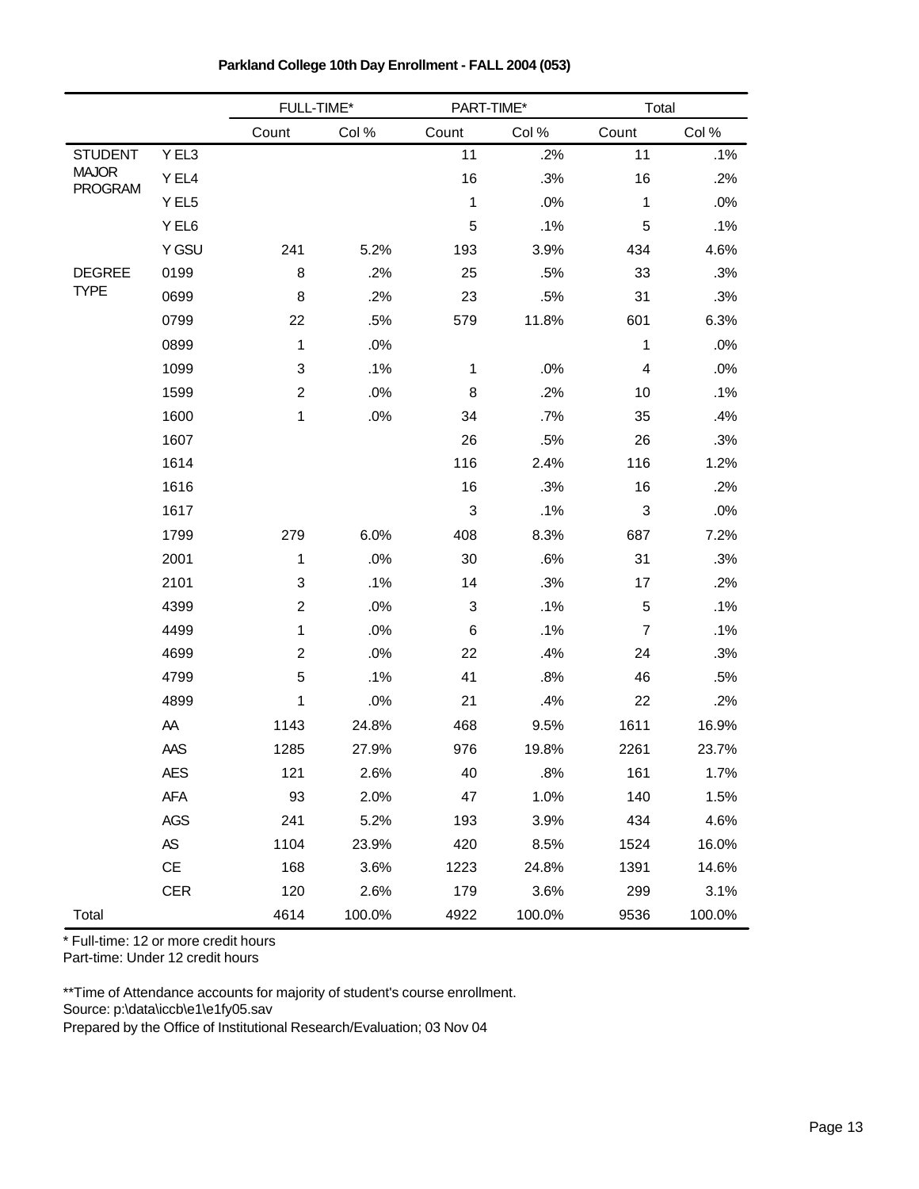**Parkland College 10th Day Enrollment - FALL 2004 (053)**

| | | FULL-TIME* | | PART-TIME* | | Total | |
|---|---|---|---|---|---|---|---|
| | | Count | Col % | Count | Col % | Count | Col % |
| STUDENT MAJOR PROGRAM | Y EL3 | | | 11 | .2% | 11 | .1% |
| | Y EL4 | | | 16 | .3% | 16 | .2% |
| | Y EL5 | | | 1 | .0% | 1 | .0% |
| | Y EL6 | | | 5 | .1% | 5 | .1% |
| | Y GSU | 241 | 5.2% | 193 | 3.9% | 434 | 4.6% |
| DEGREE TYPE | 0199 | 8 | .2% | 25 | .5% | 33 | .3% |
| | 0699 | 8 | .2% | 23 | .5% | 31 | .3% |
| | 0799 | 22 | .5% | 579 | 11.8% | 601 | 6.3% |
| | 0899 | 1 | .0% | | | 1 | .0% |
| | 1099 | 3 | .1% | 1 | .0% | 4 | .0% |
| | 1599 | 2 | .0% | 8 | .2% | 10 | .1% |
| | 1600 | 1 | .0% | 34 | .7% | 35 | .4% |
| | 1607 | | | 26 | .5% | 26 | .3% |
| | 1614 | | | 116 | 2.4% | 116 | 1.2% |
| | 1616 | | | 16 | .3% | 16 | .2% |
| | 1617 | | | 3 | .1% | 3 | .0% |
| | 1799 | 279 | 6.0% | 408 | 8.3% | 687 | 7.2% |
| | 2001 | 1 | .0% | 30 | .6% | 31 | .3% |
| | 2101 | 3 | .1% | 14 | .3% | 17 | .2% |
| | 4399 | 2 | .0% | 3 | .1% | 5 | .1% |
| | 4499 | 1 | .0% | 6 | .1% | 7 | .1% |
| | 4699 | 2 | .0% | 22 | .4% | 24 | .3% |
| | 4799 | 5 | .1% | 41 | .8% | 46 | .5% |
| | 4899 | 1 | .0% | 21 | .4% | 22 | .2% |
| | AA | 1143 | 24.8% | 468 | 9.5% | 1611 | 16.9% |
| | AAS | 1285 | 27.9% | 976 | 19.8% | 2261 | 23.7% |
| | AES | 121 | 2.6% | 40 | .8% | 161 | 1.7% |
| | AFA | 93 | 2.0% | 47 | 1.0% | 140 | 1.5% |
| | AGS | 241 | 5.2% | 193 | 3.9% | 434 | 4.6% |
| | AS | 1104 | 23.9% | 420 | 8.5% | 1524 | 16.0% |
| | CE | 168 | 3.6% | 1223 | 24.8% | 1391 | 14.6% |
| | CER | 120 | 2.6% | 179 | 3.6% | 299 | 3.1% |
| Total | | 4614 | 100.0% | 4922 | 100.0% | 9536 | 100.0% |

\* Full-time: 12 or more credit hours
Part-time: Under 12 credit hours

\*\*Time of Attendance accounts for majority of student's course enrollment.
Source: p:\data\iccb\e1\e1fy05.sav
Prepared by the Office of Institutional Research/Evaluation; 03 Nov 04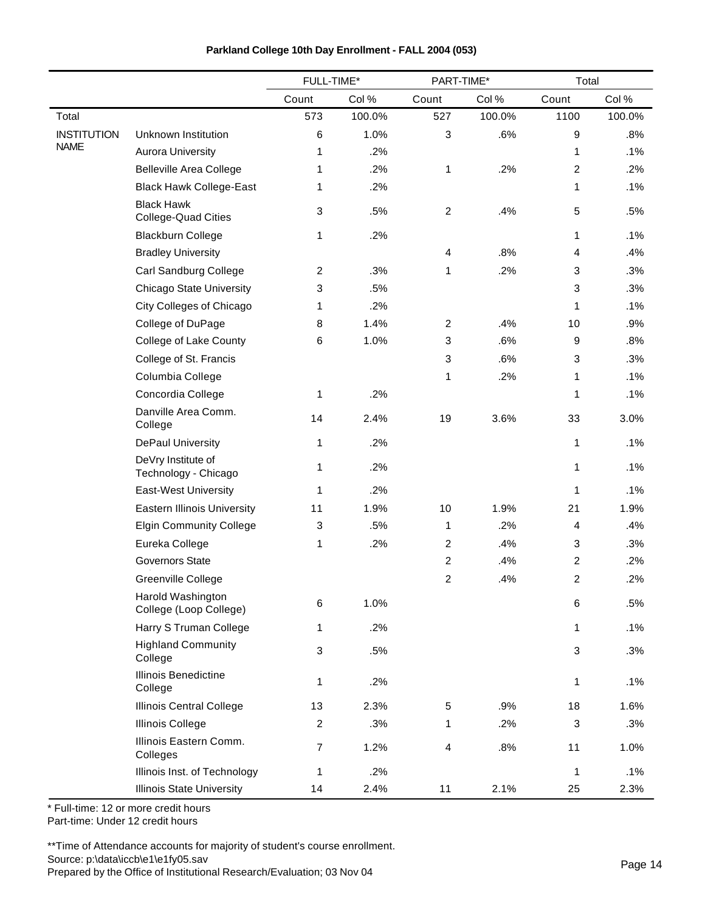**Parkland College 10th Day Enrollment - FALL 2004 (053)**

| | | FULL-TIME* | | PART-TIME* | | Total | |
|---|---|---|---|---|---|---|---|
| | | Count | Col % | Count | Col % | Count | Col % |
| Total | | 573 | 100.0% | 527 | 100.0% | 1100 | 100.0% |
| INSTITUTION NAME | Unknown Institution | 6 | 1.0% | 3 | .6% | 9 | .8% |
| | Aurora University | 1 | .2% | | | 1 | .1% |
| | Belleville Area College | 1 | .2% | 1 | .2% | 2 | .2% |
| | Black Hawk College-East | 1 | .2% | | | 1 | .1% |
| | Black Hawk College-Quad Cities | 3 | .5% | 2 | .4% | 5 | .5% |
| | Blackburn College | 1 | .2% | | | 1 | .1% |
| | Bradley University | | | 4 | .8% | 4 | .4% |
| | Carl Sandburg College | 2 | .3% | 1 | .2% | 3 | .3% |
| | Chicago State University | 3 | .5% | | | 3 | .3% |
| | City Colleges of Chicago | 1 | .2% | | | 1 | .1% |
| | College of DuPage | 8 | 1.4% | 2 | .4% | 10 | .9% |
| | College of Lake County | 6 | 1.0% | 3 | .6% | 9 | .8% |
| | College of St. Francis | | | 3 | .6% | 3 | .3% |
| | Columbia College | | | 1 | .2% | 1 | .1% |
| | Concordia College | 1 | .2% | | | 1 | .1% |
| | Danville Area Comm. College | 14 | 2.4% | 19 | 3.6% | 33 | 3.0% |
| | DePaul University | 1 | .2% | | | 1 | .1% |
| | DeVry Institute of Technology - Chicago | 1 | .2% | | | 1 | .1% |
| | East-West University | 1 | .2% | | | 1 | .1% |
| | Eastern Illinois University | 11 | 1.9% | 10 | 1.9% | 21 | 1.9% |
| | Elgin Community College | 3 | .5% | 1 | .2% | 4 | .4% |
| | Eureka College | 1 | .2% | 2 | .4% | 3 | .3% |
| | Governors State | | | 2 | .4% | 2 | .2% |
| | Greenville College | | | 2 | .4% | 2 | .2% |
| | Harold Washington College (Loop College) | 6 | 1.0% | | | 6 | .5% |
| | Harry S Truman College | 1 | .2% | | | 1 | .1% |
| | Highland Community College | 3 | .5% | | | 3 | .3% |
| | Illinois Benedictine College | 1 | .2% | | | 1 | .1% |
| | Illinois Central College | 13 | 2.3% | 5 | .9% | 18 | 1.6% |
| | Illinois College | 2 | .3% | 1 | .2% | 3 | .3% |
| | Illinois Eastern Comm. Colleges | 7 | 1.2% | 4 | .8% | 11 | 1.0% |
| | Illinois Inst. of Technology | 1 | .2% | | | 1 | .1% |
| | Illinois State University | 14 | 2.4% | 11 | 2.1% | 25 | 2.3% |

\* Full-time: 12 or more credit hours
Part-time: Under 12 credit hours

**Time of Attendance accounts for majority of student's course enrollment.
Source: p:\data\iccb\e1\e1fy05.sav
Prepared by the Office of Institutional Research/Evaluation; 03 Nov 04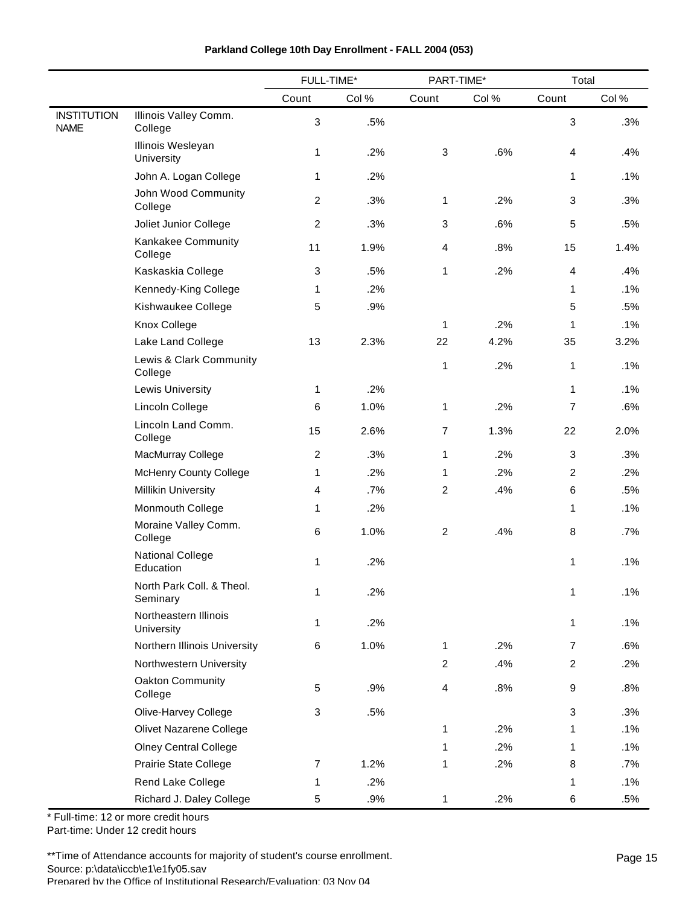**Parkland College 10th Day Enrollment - FALL 2004 (053)**

| | | FULL-TIME* | | PART-TIME* | | Total | |
|---|---|---|---|---|---|---|---|
| | | Count | Col % | Count | Col % | Count | Col % |
| INSTITUTION NAME | Illinois Valley Comm. College | 3 | .5% | | | 3 | .3% |
| | Illinois Wesleyan University | 1 | .2% | 3 | .6% | 4 | .4% |
| | John A. Logan College | 1 | .2% | | | 1 | .1% |
| | John Wood Community College | 2 | .3% | 1 | .2% | 3 | .3% |
| | Joliet Junior College | 2 | .3% | 3 | .6% | 5 | .5% |
| | Kankakee Community College | 11 | 1.9% | 4 | .8% | 15 | 1.4% |
| | Kaskaskia College | 3 | .5% | 1 | .2% | 4 | .4% |
| | Kennedy-King College | 1 | .2% | | | 1 | .1% |
| | Kishwaukee College | 5 | .9% | | | 5 | .5% |
| | Knox College | | | 1 | .2% | 1 | .1% |
| | Lake Land College | 13 | 2.3% | 22 | 4.2% | 35 | 3.2% |
| | Lewis & Clark Community College | | | 1 | .2% | 1 | .1% |
| | Lewis University | 1 | .2% | | | 1 | .1% |
| | Lincoln College | 6 | 1.0% | 1 | .2% | 7 | .6% |
| | Lincoln Land Comm. College | 15 | 2.6% | 7 | 1.3% | 22 | 2.0% |
| | MacMurray College | 2 | .3% | 1 | .2% | 3 | .3% |
| | McHenry County College | 1 | .2% | 1 | .2% | 2 | .2% |
| | Millikin University | 4 | .7% | 2 | .4% | 6 | .5% |
| | Monmouth College | 1 | .2% | | | 1 | .1% |
| | Moraine Valley Comm. College | 6 | 1.0% | 2 | .4% | 8 | .7% |
| | National College Education | 1 | .2% | | | 1 | .1% |
| | North Park Coll. & Theol. Seminary | 1 | .2% | | | 1 | .1% |
| | Northeastern Illinois University | 1 | .2% | | | 1 | .1% |
| | Northern Illinois University | 6 | 1.0% | 1 | .2% | 7 | .6% |
| | Northwestern University | | | 2 | .4% | 2 | .2% |
| | Oakton Community College | 5 | .9% | 4 | .8% | 9 | .8% |
| | Olive-Harvey College | 3 | .5% | | | 3 | .3% |
| | Olivet Nazarene College | | | 1 | .2% | 1 | .1% |
| | Olney Central College | | | 1 | .2% | 1 | .1% |
| | Prairie State College | 7 | 1.2% | 1 | .2% | 8 | .7% |
| | Rend Lake College | 1 | .2% | | | 1 | .1% |
| | Richard J. Daley College | 5 | .9% | 1 | .2% | 6 | .5% |

* Full-time: 12 or more credit hours
Part-time: Under 12 credit hours

**Time of Attendance accounts for majority of student's course enrollment.
Source: p:\data\iccb\e1\e1fy05.sav
Prepared by the Office of Institutional Research/Evaluation: 03 Nov 04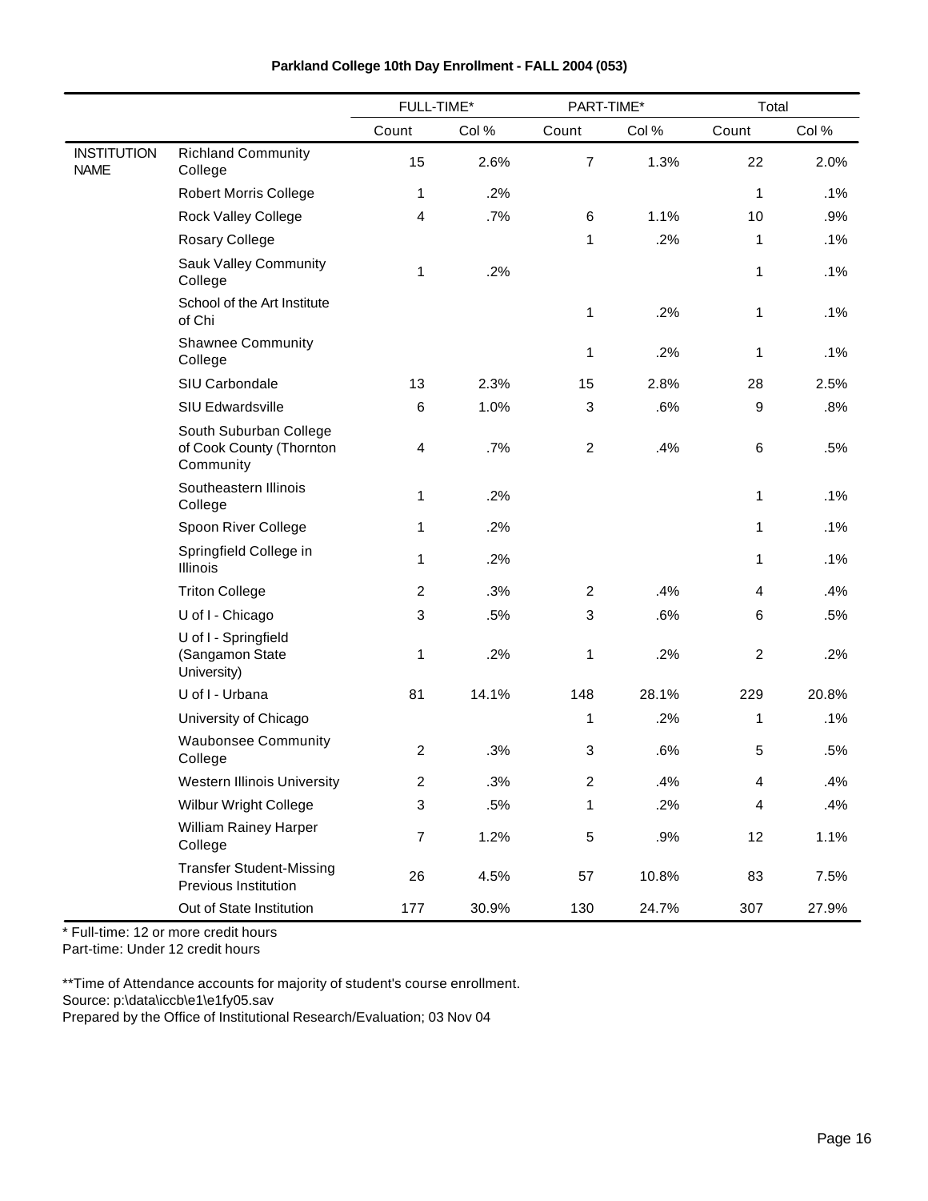**Parkland College 10th Day Enrollment - FALL 2004 (053)**

| | | FULL-TIME* | | PART-TIME* | | Total | |
|---|---|---|---|---|---|---|---|
| | | Count | Col % | Count | Col % | Count | Col % |
| INSTITUTION NAME | Richland Community College | 15 | 2.6% | 7 | 1.3% | 22 | 2.0% |
| | Robert Morris College | 1 | .2% | | | 1 | .1% |
| | Rock Valley College | 4 | .7% | 6 | 1.1% | 10 | .9% |
| | Rosary College | | | 1 | .2% | 1 | .1% |
| | Sauk Valley Community College | 1 | .2% | | | 1 | .1% |
| | School of the Art Institute of Chi | | | 1 | .2% | 1 | .1% |
| | Shawnee Community College | | | 1 | .2% | 1 | .1% |
| | SIU Carbondale | 13 | 2.3% | 15 | 2.8% | 28 | 2.5% |
| | SIU Edwardsville | 6 | 1.0% | 3 | .6% | 9 | .8% |
| | South Suburban College of Cook County (Thornton Community | 4 | .7% | 2 | .4% | 6 | .5% |
| | Southeastern Illinois College | 1 | .2% | | | 1 | .1% |
| | Spoon River College | 1 | .2% | | | 1 | .1% |
| | Springfield College in Illinois | 1 | .2% | | | 1 | .1% |
| | Triton College | 2 | .3% | 2 | .4% | 4 | .4% |
| | U of I - Chicago | 3 | .5% | 3 | .6% | 6 | .5% |
| | U of I - Springfield (Sangamon State University) | 1 | .2% | 1 | .2% | 2 | .2% |
| | U of I - Urbana | 81 | 14.1% | 148 | 28.1% | 229 | 20.8% |
| | University of Chicago | | | 1 | .2% | 1 | .1% |
| | Waubonsee Community College | 2 | .3% | 3 | .6% | 5 | .5% |
| | Western Illinois University | 2 | .3% | 2 | .4% | 4 | .4% |
| | Wilbur Wright College | 3 | .5% | 1 | .2% | 4 | .4% |
| | William Rainey Harper College | 7 | 1.2% | 5 | .9% | 12 | 1.1% |
| | Transfer Student-Missing Previous Institution | 26 | 4.5% | 57 | 10.8% | 83 | 7.5% |
| | Out of State Institution | 177 | 30.9% | 130 | 24.7% | 307 | 27.9% |

\* Full-time: 12 or more credit hours
Part-time: Under 12 credit hours

\*\*Time of Attendance accounts for majority of student's course enrollment.
Source: p:\data\iccb\e1\e1fy05.sav
Prepared by the Office of Institutional Research/Evaluation; 03 Nov 04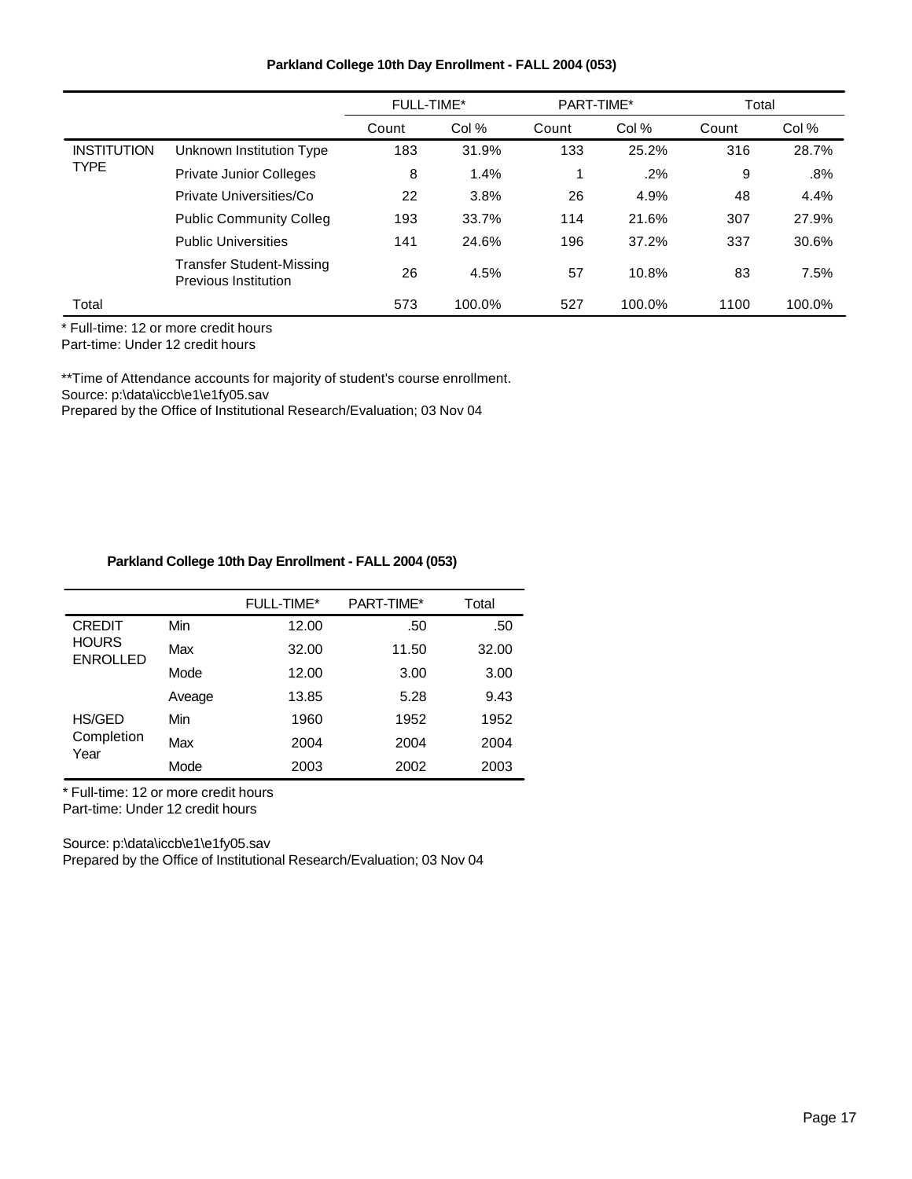**Parkland College 10th Day Enrollment - FALL 2004 (053)**

| | | FULL-TIME* | | PART-TIME* | | Total | |
|---|---|---|---|---|---|---|---|
| | | Count | Col % | Count | Col % | Count | Col % |
| INSTITUTION TYPE | Unknown Institution Type | 183 | 31.9% | 133 | 25.2% | 316 | 28.7% |
| | Private Junior Colleges | 8 | 1.4% | 1 | .2% | 9 | .8% |
| | Private Universities/Co | 22 | 3.8% | 26 | 4.9% | 48 | 4.4% |
| | Public Community Colleg | 193 | 33.7% | 114 | 21.6% | 307 | 27.9% |
| | Public Universities | 141 | 24.6% | 196 | 37.2% | 337 | 30.6% |
| | Transfer Student-Missing Previous Institution | 26 | 4.5% | 57 | 10.8% | 83 | 7.5% |
| Total | | 573 | 100.0% | 527 | 100.0% | 1100 | 100.0% |

* Full-time: 12 or more credit hours
Part-time: Under 12 credit hours

**Time of Attendance accounts for majority of student's course enrollment.
Source: p:\data\iccb\e1\e1fy05.sav
Prepared by the Office of Institutional Research/Evaluation; 03 Nov 04

**Parkland College 10th Day Enrollment - FALL 2004 (053)**

| | | FULL-TIME* | PART-TIME* | Total |
|---|---|---|---|---|
| CREDIT HOURS ENROLLED | Min | 12.00 | .50 | .50 |
| | Max | 32.00 | 11.50 | 32.00 |
| | Mode | 12.00 | 3.00 | 3.00 |
| | Aveage | 13.85 | 5.28 | 9.43 |
| HS/GED Completion Year | Min | 1960 | 1952 | 1952 |
| | Max | 2004 | 2004 | 2004 |
| | Mode | 2003 | 2002 | 2003 |

* Full-time: 12 or more credit hours
Part-time: Under 12 credit hours

Source: p:\data\iccb\e1\e1fy05.sav
Prepared by the Office of Institutional Research/Evaluation; 03 Nov 04